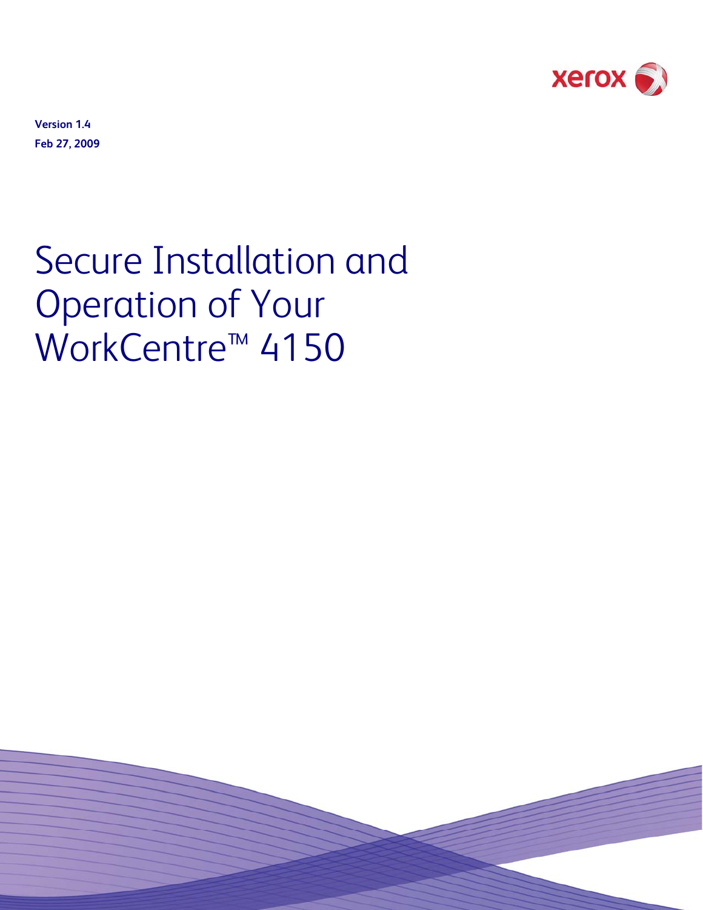Version 1.4

Feb 27, 2009

# Secure Installation and Operation of Your WorkCentre™ 4150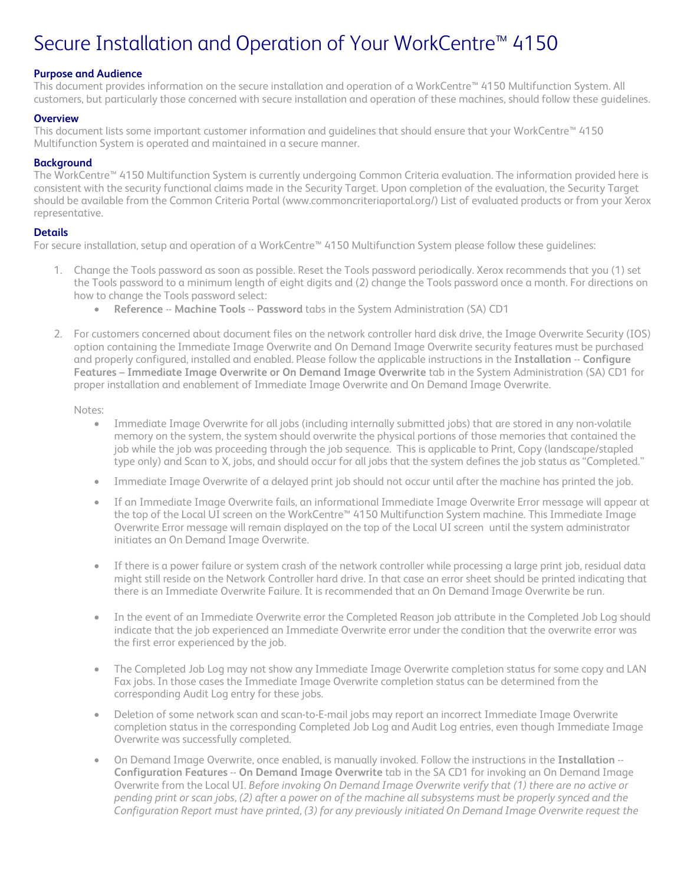# Secure Installation and Operation of Your WorkCentre™ 4150

### Purpose and Audience

This document provides information on the secure installation and operation of a WorkCentre™ 4150 Multifunction System. All customers, but particularly those concerned with secure installation and operation of these machines, should follow these guidelines.

### Overview

This document lists some important customer information and guidelines that should ensure that your WorkCentre™ 4150 Multifunction System is operated and maintained in a secure manner.

### Background

The WorkCentre™ 4150 Multifunction System is currently undergoing Common Criteria evaluation. The information provided here is consistent with the security functional claims made in the Security Target. Upon completion of the evaluation, the Security Target should be available from the Common Criteria Portal (www.commoncriteriaportal.org/) List of evaluated products or from your Xerox representative.

### Details

For secure installation, setup and operation of a WorkCentre™ 4150 Multifunction System please follow these guidelines:

1. Change the Tools password as soon as possible. Reset the Tools password periodically. Xerox recommends that you (1) set the Tools password to a minimum length of eight digits and (2) change the Tools password once a month. For directions on how to change the Tools password select:
   - **Reference** -- **Machine Tools** -- **Password** tabs in the System Administration (SA) CD1

2. For customers concerned about document files on the network controller hard disk drive, the Image Overwrite Security (IOS) option containing the Immediate Image Overwrite and On Demand Image Overwrite security features must be purchased and properly configured, installed and enabled. Please follow the applicable instructions in the **Installation** -- **Configure Features – Immediate Image Overwrite or On Demand Image Overwrite** tab in the System Administration (SA) CD1 for proper installation and enablement of Immediate Image Overwrite and On Demand Image Overwrite.

   Notes:
   - Immediate Image Overwrite for all jobs (including internally submitted jobs) that are stored in any non-volatile memory on the system, the system should overwrite the physical portions of those memories that contained the job while the job was proceeding through the job sequence. This is applicable to Print, Copy (landscape/stapled type only) and Scan to X, jobs, and should occur for all jobs that the system defines the job status as "Completed."
   - Immediate Image Overwrite of a delayed print job should not occur until after the machine has printed the job.
   - If an Immediate Image Overwrite fails, an informational Immediate Image Overwrite Error message will appear at the top of the Local UI screen on the WorkCentre™ 4150 Multifunction System machine. This Immediate Image Overwrite Error message will remain displayed on the top of the Local UI screen until the system administrator initiates an On Demand Image Overwrite.
   - If there is a power failure or system crash of the network controller while processing a large print job, residual data might still reside on the Network Controller hard drive. In that case an error sheet should be printed indicating that there is an Immediate Overwrite Failure. It is recommended that an On Demand Image Overwrite be run.
   - In the event of an Immediate Overwrite error the Completed Reason job attribute in the Completed Job Log should indicate that the job experienced an Immediate Overwrite error under the condition that the overwrite error was the first error experienced by the job.
   - The Completed Job Log may not show any Immediate Image Overwrite completion status for some copy and LAN Fax jobs. In those cases the Immediate Image Overwrite completion status can be determined from the corresponding Audit Log entry for these jobs.
   - Deletion of some network scan and scan-to-E-mail jobs may report an incorrect Immediate Image Overwrite completion status in the corresponding Completed Job Log and Audit Log entries, even though Immediate Image Overwrite was successfully completed.
   - On Demand Image Overwrite, once enabled, is manually invoked. Follow the instructions in the **Installation** -- **Configuration Features** -- **On Demand Image Overwrite** tab in the SA CD1 for invoking an On Demand Image Overwrite from the Local UI. *Before invoking On Demand Image Overwrite verify that (1) there are no active or pending print or scan jobs, (2) after a power on of the machine all subsystems must be properly synced and the Configuration Report must have printed, (3) for any previously initiated On Demand Image Overwrite request the*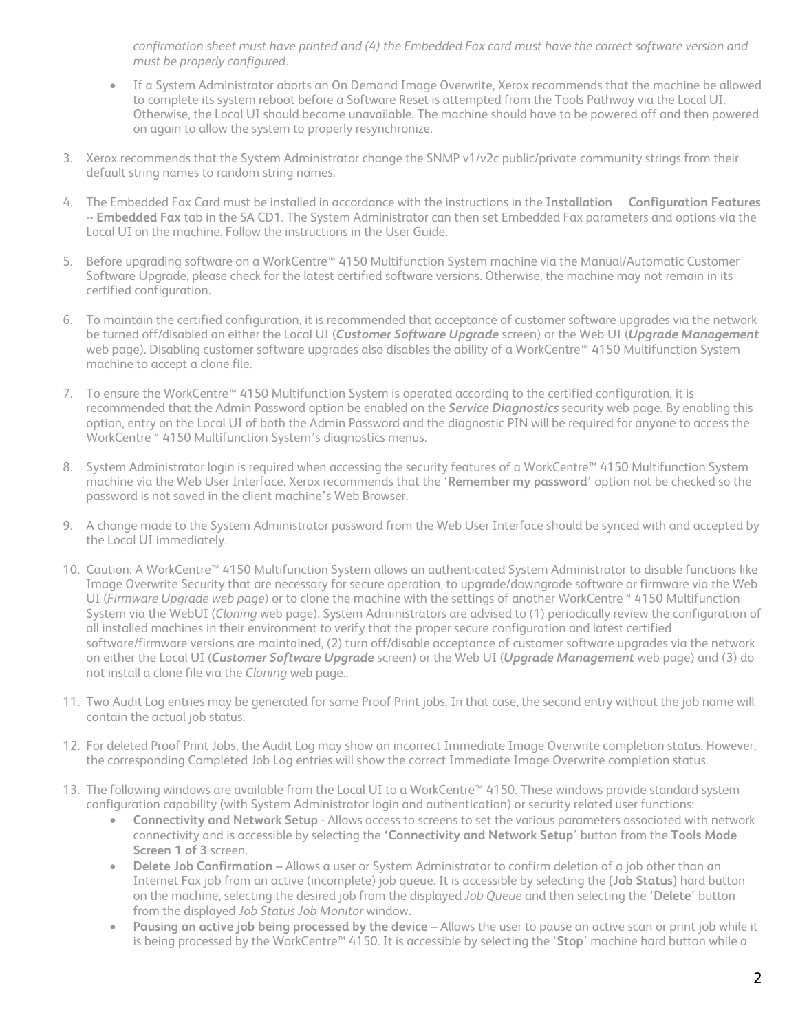*confirmation sheet must have printed and (4) the Embedded Fax card must have the correct software version and must be properly configured.*

- If a System Administrator aborts an On Demand Image Overwrite, Xerox recommends that the machine be allowed to complete its system reboot before a Software Reset is attempted from the Tools Pathway via the Local UI. Otherwise, the Local UI should become unavailable. The machine should have to be powered off and then powered on again to allow the system to properly resynchronize.

3. Xerox recommends that the System Administrator change the SNMP v1/v2c public/private community strings from their default string names to random string names.

4. The Embedded Fax Card must be installed in accordance with the instructions in the **Installation Configuration Features** -- **Embedded Fax** tab in the SA CD1. The System Administrator can then set Embedded Fax parameters and options via the Local UI on the machine. Follow the instructions in the User Guide.

5. Before upgrading software on a WorkCentre™ 4150 Multifunction System machine via the Manual/Automatic Customer Software Upgrade, please check for the latest certified software versions. Otherwise, the machine may not remain in its certified configuration.

6. To maintain the certified configuration, it is recommended that acceptance of customer software upgrades via the network be turned off/disabled on either the Local UI (***Customer Software Upgrade*** screen) or the Web UI (***Upgrade Management*** web page). Disabling customer software upgrades also disables the ability of a WorkCentre™ 4150 Multifunction System machine to accept a clone file.

7. To ensure the WorkCentre™ 4150 Multifunction System is operated according to the certified configuration, it is recommended that the Admin Password option be enabled on the ***Service Diagnostics*** security web page. By enabling this option, entry on the Local UI of both the Admin Password and the diagnostic PIN will be required for anyone to access the WorkCentre™ 4150 Multifunction System's diagnostics menus.

8. System Administrator login is required when accessing the security features of a WorkCentre™ 4150 Multifunction System machine via the Web User Interface. Xerox recommends that the '**Remember my password**' option not be checked so the password is not saved in the client machine's Web Browser.

9. A change made to the System Administrator password from the Web User Interface should be synced with and accepted by the Local UI immediately.

10. Caution: A WorkCentre™ 4150 Multifunction System allows an authenticated System Administrator to disable functions like Image Overwrite Security that are necessary for secure operation, to upgrade/downgrade software or firmware via the Web UI (*Firmware Upgrade web page*) or to clone the machine with the settings of another WorkCentre™ 4150 Multifunction System via the WebUI (*Cloning* web page). System Administrators are advised to (1) periodically review the configuration of all installed machines in their environment to verify that the proper secure configuration and latest certified software/firmware versions are maintained, (2) turn off/disable acceptance of customer software upgrades via the network on either the Local UI (***Customer Software Upgrade*** screen) or the Web UI (***Upgrade Management*** web page) and (3) do not install a clone file via the *Cloning* web page..

11. Two Audit Log entries may be generated for some Proof Print jobs. In that case, the second entry without the job name will contain the actual job status.

12. For deleted Proof Print Jobs, the Audit Log may show an incorrect Immediate Image Overwrite completion status. However, the corresponding Completed Job Log entries will show the correct Immediate Image Overwrite completion status.

13. The following windows are available from the Local UI to a WorkCentre™ 4150. These windows provide standard system configuration capability (with System Administrator login and authentication) or security related user functions:
    - **Connectivity and Network Setup** - Allows access to screens to set the various parameters associated with network connectivity and is accessible by selecting the **'Connectivity and Network Setup**' button from the **Tools Mode Screen 1 of 3** screen.
    - **Delete Job Confirmation** – Allows a user or System Administrator to confirm deletion of a job other than an Internet Fax job from an active (incomplete) job queue. It is accessible by selecting the {**Job Status**} hard button on the machine, selecting the desired job from the displayed *Job Queue* and then selecting the '**Delete**' button from the displayed *Job Status Job Monitor* window.
    - **Pausing an active job being processed by the device** – Allows the user to pause an active scan or print job while it is being processed by the WorkCentre™ 4150. It is accessible by selecting the '**Stop**' machine hard button while a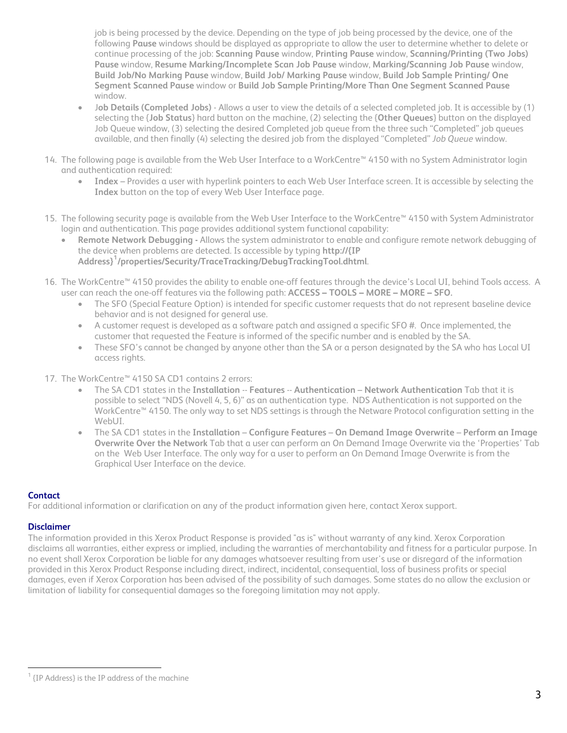job is being processed by the device. Depending on the type of job being processed by the device, one of the following **Pause** windows should be displayed as appropriate to allow the user to determine whether to delete or continue processing of the job: **Scanning Pause** window, **Printing Pause** window, **Scanning/Printing (Two Jobs) Pause** window, **Resume Marking/Incomplete Scan Job Pause** window, **Marking/Scanning Job Pause** window, **Build Job/No Marking Pause** window, **Build Job/ Marking Pause** window, **Build Job Sample Printing/ One Segment Scanned Pause** window or **Build Job Sample Printing/More Than One Segment Scanned Pause** window.

- J**ob Details (Completed Jobs)** - Allows a user to view the details of a selected completed job. It is accessible by (1) selecting the {**Job Status**} hard button on the machine, (2) selecting the {**Other Queues**} button on the displayed Job Queue window, (3) selecting the desired Completed job queue from the three such "Completed" job queues available, and then finally (4) selecting the desired job from the displayed "Completed" *Job Queue* window.

14. The following page is available from the Web User Interface to a WorkCentre™ 4150 with no System Administrator login and authentication required:
    - **Index** – Provides a user with hyperlink pointers to each Web User Interface screen. It is accessible by selecting the **Index** button on the top of every Web User Interface page.

15. The following security page is available from the Web User Interface to the WorkCentre™ 4150 with System Administrator login and authentication. This page provides additional system functional capability:
    - **Remote Network Debugging -** Allows the system administrator to enable and configure remote network debugging of the device when problems are detected. Is accessible by typing **http://{IP Address}[1]/properties/Security/TraceTracking/DebugTrackingTool.dhtml**.

16. The WorkCentre™ 4150 provides the ability to enable one-off features through the device's Local UI, behind Tools access. A user can reach the one-off features via the following path: **ACCESS – TOOLS – MORE – MORE – SFO.**
    - The SFO (Special Feature Option) is intended for specific customer requests that do not represent baseline device behavior and is not designed for general use.
    - A customer request is developed as a software patch and assigned a specific SFO #. Once implemented, the customer that requested the Feature is informed of the specific number and is enabled by the SA.
    - These SFO's cannot be changed by anyone other than the SA or a person designated by the SA who has Local UI access rights.

17. The WorkCentre™ 4150 SA CD1 contains 2 errors:
    - The SA CD1 states in the **Installation** -- **Features** -- **Authentication – Network Authentication** Tab that it is possible to select "NDS (Novell 4, 5, 6)" as an authentication type. NDS Authentication is not supported on the WorkCentre™ 4150. The only way to set NDS settings is through the Netware Protocol configuration setting in the WebUI.
    - The SA CD1 states in the **Installation – Configure Features – On Demand Image Overwrite** – **Perform an Image Overwrite Over the Network** Tab that a user can perform an On Demand Image Overwrite via the 'Properties' Tab on the Web User Interface. The only way for a user to perform an On Demand Image Overwrite is from the Graphical User Interface on the device.

### Contact

For additional information or clarification on any of the product information given here, contact Xerox support.

### Disclaimer

The information provided in this Xerox Product Response is provided "as is" without warranty of any kind. Xerox Corporation disclaims all warranties, either express or implied, including the warranties of merchantability and fitness for a particular purpose. In no event shall Xerox Corporation be liable for any damages whatsoever resulting from user's use or disregard of the information provided in this Xerox Product Response including direct, indirect, incidental, consequential, loss of business profits or special damages, even if Xerox Corporation has been advised of the possibility of such damages. Some states do no allow the exclusion or limitation of liability for consequential damages so the foregoing limitation may not apply.

[1] {IP Address} is the IP address of the machine